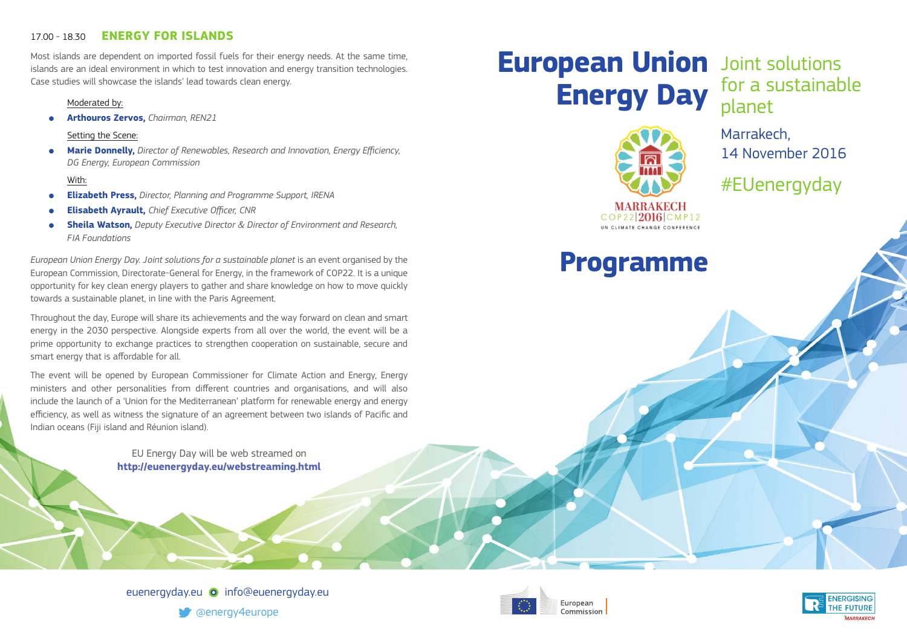17.00 - 18.30 **ENERGY FOR ISLANDS**

Most islands are dependent on imported fossil fuels for their energy needs. At the same time, islands are an ideal environment in which to test innovation and energy transition technologies. Case studies will showcase the islands' lead towards clean energy.

Moderated by:

- **Arthouros Zervos,** *Chairman, REN21*

Setting the Scene:

- **Marie Donnelly,** *Director of Renewables, Research and Innovation, Energy Efficiency, DG Energy, European Commission*

With:

- **Elizabeth Press,** *Director, Planning and Programme Support, IRENA*
- **Elisabeth Ayrault,** *Chief Executive Officer, CNR*
- **Sheila Watson,** *Deputy Executive Director & Director of Environment and Research, FIA Foundations*

*European Union Energy Day. Joint solutions for a sustainable planet* is an event organised by the European Commission, Directorate-General for Energy, in the framework of COP22. It is a unique opportunity for key clean energy players to gather and share knowledge on how to move quickly towards a sustainable planet, in line with the Paris Agreement.

Throughout the day, Europe will share its achievements and the way forward on clean and smart energy in the 2030 perspective. Alongside experts from all over the world, the event will be a prime opportunity to exchange practices to strengthen cooperation on sustainable, secure and smart energy that is affordable for all.

The event will be opened by European Commissioner for Climate Action and Energy, Energy ministers and other personalities from different countries and organisations, and will also include the launch of a 'Union for the Mediterranean' platform for renewable energy and energy efficiency, as well as witness the signature of an agreement between two islands of Pacific and Indian oceans (Fiji island and Réunion island).

EU Energy Day will be web streamed on
**http://euenergyday.eu/webstreaming.html**

euenergyday.eu info@euenergyday.eu

@energy4europe

# European Union Energy Day

Joint solutions for a sustainable planet

Marrakech,
14 November 2016

#EUenergyday

MARRAKECH
COP22|2016|CMP12
UN CLIMATE CHANGE CONFERENCE

# Programme

European Commission

ENERGISING THE FUTURE
MARRAKECH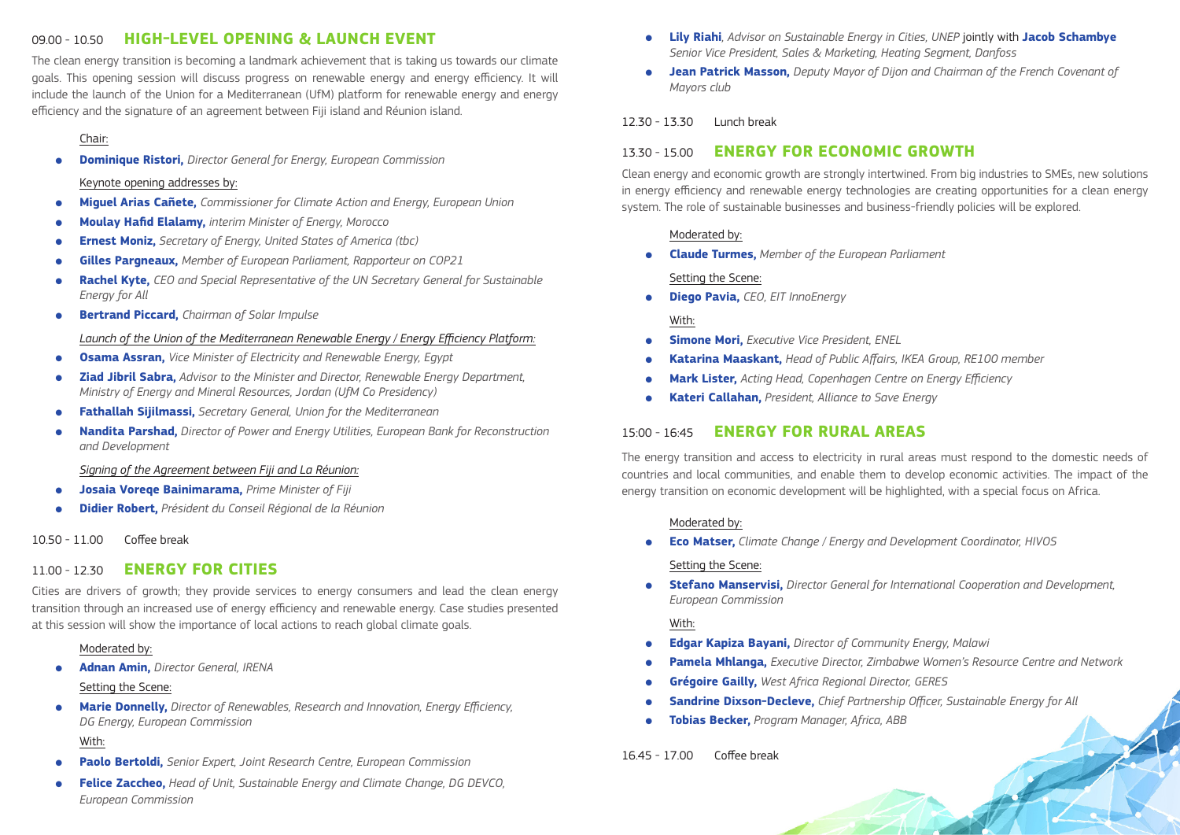## 09.00 - 10.50 HIGH-LEVEL OPENING & LAUNCH EVENT

The clean energy transition is becoming a landmark achievement that is taking us towards our climate goals. This opening session will discuss progress on renewable energy and energy efficiency. It will include the launch of the Union for a Mediterranean (UfM) platform for renewable energy and energy efficiency and the signature of an agreement between Fiji island and Réunion island.

Chair:

- **Dominique Ristori,** *Director General for Energy, European Commission*

Keynote opening addresses by:

- **Miguel Arias Cañete,** *Commissioner for Climate Action and Energy, European Union*
- **Moulay Hafid Elalamy,** *interim Minister of Energy, Morocco*
- **Ernest Moniz,** *Secretary of Energy, United States of America (tbc)*
- **Gilles Pargneaux,** *Member of European Parliament, Rapporteur on COP21*
- **Rachel Kyte,** *CEO and Special Representative of the UN Secretary General for Sustainable Energy for All*
- **Bertrand Piccard,** *Chairman of Solar Impulse*

*Launch of the Union of the Mediterranean Renewable Energy / Energy Efficiency Platform:*

- **Osama Assran,** *Vice Minister of Electricity and Renewable Energy, Egypt*
- **Ziad Jibril Sabra,** *Advisor to the Minister and Director, Renewable Energy Department, Ministry of Energy and Mineral Resources, Jordan (UfM Co Presidency)*
- **Fathallah Sijilmassi,** *Secretary General, Union for the Mediterranean*
- **Nandita Parshad,** *Director of Power and Energy Utilities, European Bank for Reconstruction and Development*

*Signing of the Agreement between Fiji and La Réunion:*

- **Josaia Voreqe Bainimarama,** *Prime Minister of Fiji*
- **Didier Robert,** *Président du Conseil Régional de la Réunion*

10.50 - 11.00 Coffee break

## 11.00 - 12.30 ENERGY FOR CITIES

Cities are drivers of growth; they provide services to energy consumers and lead the clean energy transition through an increased use of energy efficiency and renewable energy. Case studies presented at this session will show the importance of local actions to reach global climate goals.

Moderated by:

- **Adnan Amin,** *Director General, IRENA*

Setting the Scene:

- **Marie Donnelly,** *Director of Renewables, Research and Innovation, Energy Efficiency, DG Energy, European Commission*

With:

- **Paolo Bertoldi,** *Senior Expert, Joint Research Centre, European Commission*
- **Felice Zaccheo,** *Head of Unit, Sustainable Energy and Climate Change, DG DEVCO, European Commission*
- **Lily Riahi**, *Advisor on Sustainable Energy in Cities, UNEP* jointly with **Jacob Schambye** *Senior Vice President, Sales & Marketing, Heating Segment, Danfoss*
- **Jean Patrick Masson,** *Deputy Mayor of Dijon and Chairman of the French Covenant of Mayors club*

12.30 - 13.30 Lunch break

## 13.30 - 15.00 ENERGY FOR ECONOMIC GROWTH

Clean energy and economic growth are strongly intertwined. From big industries to SMEs, new solutions in energy efficiency and renewable energy technologies are creating opportunities for a clean energy system. The role of sustainable businesses and business-friendly policies will be explored.

Moderated by:

- **Claude Turmes,** *Member of the European Parliament*

Setting the Scene:

- **Diego Pavia,** *CEO, EIT InnoEnergy*

With:

- **Simone Mori,** *Executive Vice President, ENEL*
- **Katarina Maaskant,** *Head of Public Affairs, IKEA Group, RE100 member*
- **Mark Lister,** *Acting Head, Copenhagen Centre on Energy Efficiency*
- **Kateri Callahan,** *President, Alliance to Save Energy*

## 15:00 - 16:45 ENERGY FOR RURAL AREAS

The energy transition and access to electricity in rural areas must respond to the domestic needs of countries and local communities, and enable them to develop economic activities. The impact of the energy transition on economic development will be highlighted, with a special focus on Africa.

Moderated by:

- **Eco Matser,** *Climate Change / Energy and Development Coordinator, HIVOS*

Setting the Scene:

- **Stefano Manservisi,** *Director General for International Cooperation and Development, European Commission*

With:

- **Edgar Kapiza Bayani,** *Director of Community Energy, Malawi*
- **Pamela Mhlanga,** *Executive Director, Zimbabwe Women's Resource Centre and Network*
- **Grégoire Gailly,** *West Africa Regional Director, GERES*
- **Sandrine Dixson-Declève,** *Chief Partnership Officer, Sustainable Energy for All*
- **Tobias Becker,** *Program Manager, Africa, ABB*

16.45 - 17.00 Coffee break